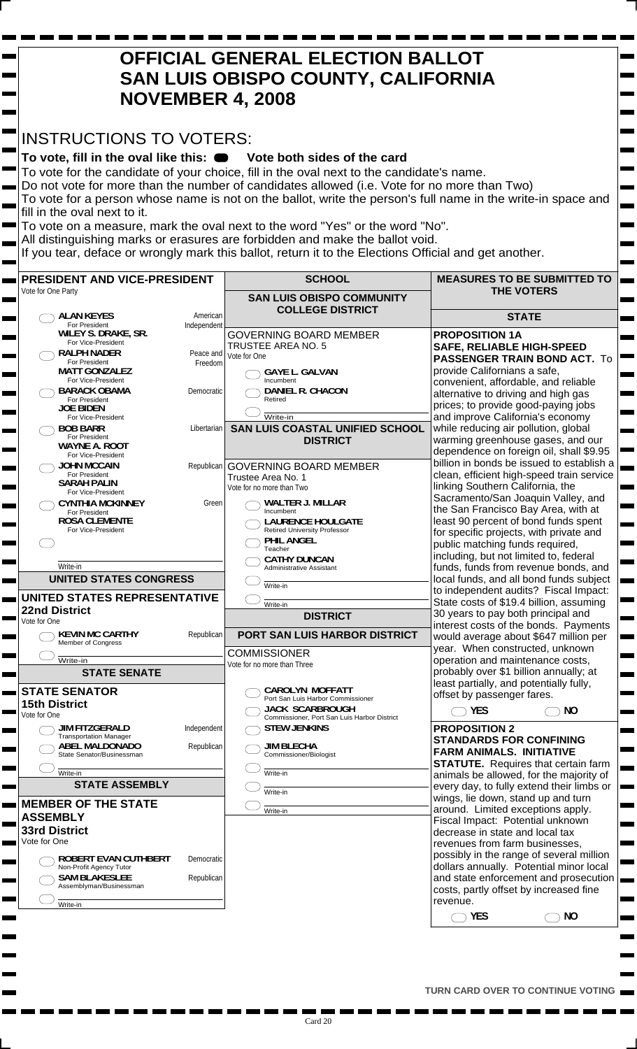# OFFICIAL GENERAL ELECTION BALLOT
# SAN LUIS OBISPO COUNTY, CALIFORNIA
# NOVEMBER 4, 2008

## INSTRUCTIONS TO VOTERS:

**To vote, fill in the oval like this: ⬬ Vote both sides of the card**

To vote for the candidate of your choice, fill in the oval next to the candidate's name.
Do not vote for more than the number of candidates allowed (i.e. Vote for no more than Two)
To vote for a person whose name is not on the ballot, write the person's full name in the write-in space and fill in the oval next to it.
To vote on a measure, mark the oval next to the word "Yes" or the word "No".
All distinguishing marks or erasures are forbidden and make the ballot void.
If you tear, deface or wrongly mark this ballot, return it to the Elections Official and get another.

### PRESIDENT AND VICE-PRESIDENT

Vote for One Party

- ◯ **ALAN KEYES** For President / **WILEY S. DRAKE, SR.** For Vice-President — American Independent
- ◯ **RALPH NADER** For President / **MATT GONZALEZ** For Vice-President — Peace and Freedom
- ◯ **BARACK OBAMA** For President / **JOE BIDEN** For Vice-President — Democratic
- ◯ **BOB BARR** For President / **WAYNE A. ROOT** For Vice-President — Libertarian
- ◯ **JOHN MCCAIN** For President / **SARAH PALIN** For Vice-President — Republican
- ◯ **CYNTHIA MCKINNEY** For President / **ROSA CLEMENTE** For Vice-President — Green
- ◯ ________ Write-in

### UNITED STATES CONGRESS

**UNITED STATES REPRESENTATIVE**
**22nd District**
Vote for One

- ◯ **KEVIN MC CARTHY** Member of Congress — Republican
- ◯ ________ Write-in

### STATE SENATE

**STATE SENATOR**
**15th District**
Vote for One

- ◯ **JIM FITZGERALD** Transportation Manager — Independent
- ◯ **ABEL MALDONADO** State Senator/Businessman — Republican
- ◯ ________ Write-in

### STATE ASSEMBLY

**MEMBER OF THE STATE ASSEMBLY**
**33rd District**
Vote for One

- ◯ **ROBERT EVAN CUTHBERT** Non-Profit Agency Tutor — Democratic
- ◯ **SAM BLAKESLEE** Assemblyman/Businessman — Republican
- ◯ ________ Write-in

### SCHOOL

**SAN LUIS OBISPO COMMUNITY COLLEGE DISTRICT**

GOVERNING BOARD MEMBER
TRUSTEE AREA NO. 5
Vote for One

- ◯ **GAYE L. GALVAN** Incumbent
- ◯ **DANIEL R. CHACON** Retired
- ◯ ________ Write-in

**SAN LUIS COASTAL UNIFIED SCHOOL DISTRICT**

GOVERNING BOARD MEMBER
Trustee Area No. 1
Vote for no more than Two

- ◯ **WALTER J. MILLAR** Incumbent
- ◯ **LAURENCE HOULGATE** Retired University Professor
- ◯ **PHIL ANGEL** Teacher
- ◯ **CATHY DUNCAN** Administrative Assistant
- ◯ ________ Write-in
- ◯ ________ Write-in

### DISTRICT

**PORT SAN LUIS HARBOR DISTRICT**

COMMISSIONER
Vote for no more than Three

- ◯ **CAROLYN MOFFATT** Port San Luis Harbor Commissioner
- ◯ **JACK SCARBROUGH** Commissioner, Port San Luis Harbor District
- ◯ **STEW JENKINS**
- ◯ **JIM BLECHA** Commissioner/Biologist
- ◯ ________ Write-in
- ◯ ________ Write-in
- ◯ ________ Write-in

### MEASURES TO BE SUBMITTED TO THE VOTERS

**STATE**

**PROPOSITION 1A**
**SAFE, RELIABLE HIGH-SPEED PASSENGER TRAIN BOND ACT.** To provide Californians a safe, convenient, affordable, and reliable alternative to driving and high gas prices; to provide good-paying jobs and improve California's economy while reducing air pollution, global warming greenhouse gases, and our dependence on foreign oil, shall $9.95 billion in bonds be issued to establish a clean, efficient high-speed train service linking Southern California, the Sacramento/San Joaquin Valley, and the San Francisco Bay Area, with at least 90 percent of bond funds spent for specific projects, with private and public matching funds required, including, but not limited to, federal funds, funds from revenue bonds, and local funds, and all bond funds subject to independent audits? Fiscal Impact: State costs of $19.4 billion, assuming 30 years to pay both principal and interest costs of the bonds. Payments would average about $647 million per year. When constructed, unknown operation and maintenance costs, probably over $1 billion annually; at least partially, and potentially fully, offset by passenger fares.

◯ **YES** ◯ **NO**

**PROPOSITION 2**
**STANDARDS FOR CONFINING FARM ANIMALS. INITIATIVE STATUTE.** Requires that certain farm animals be allowed, for the majority of every day, to fully extend their limbs or wings, lie down, stand up and turn around. Limited exceptions apply. Fiscal Impact: Potential unknown decrease in state and local tax revenues from farm businesses, possibly in the range of several million dollars annually. Potential minor local and state enforcement and prosecution costs, partly offset by increased fine revenue.

◯ **YES** ◯ **NO**

**TURN CARD OVER TO CONTINUE VOTING**

Card 20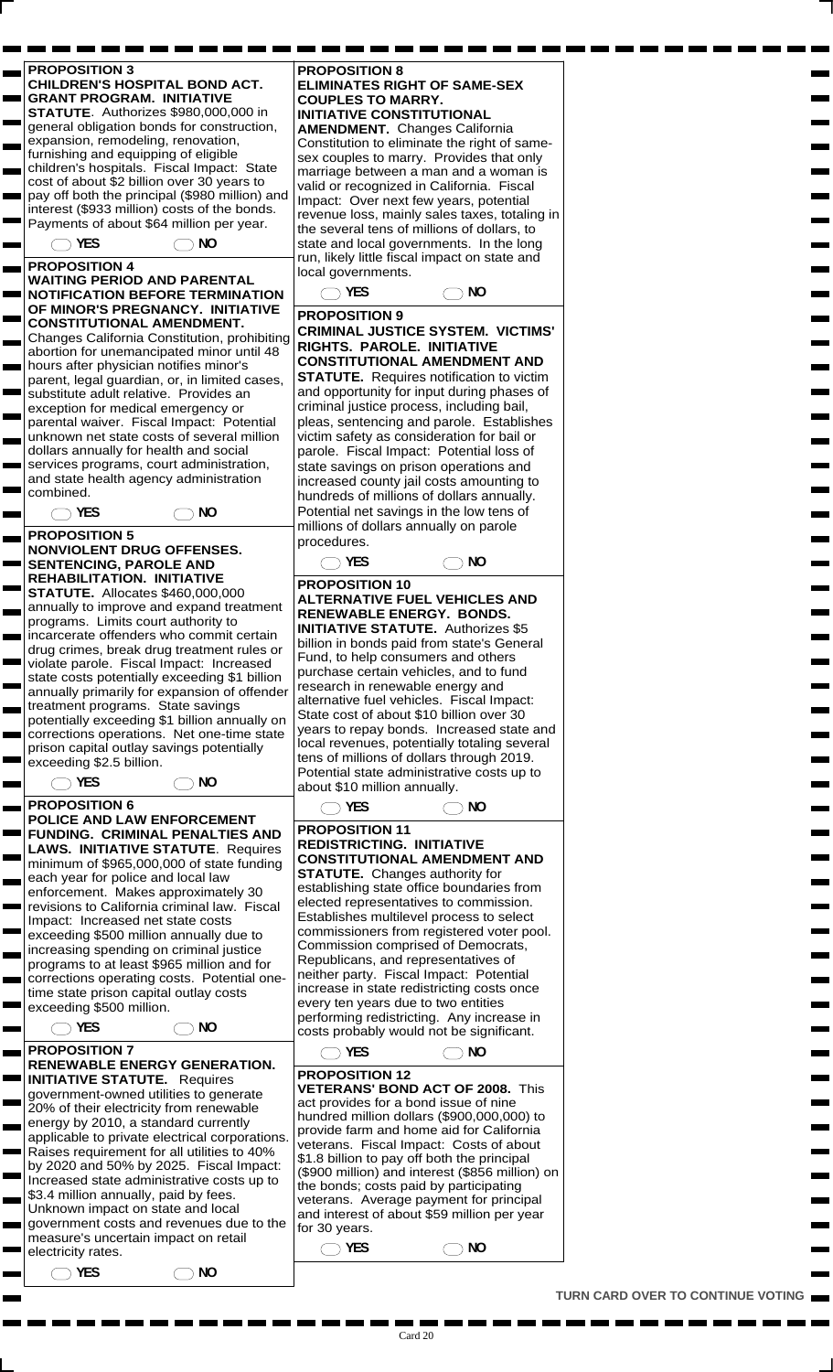**PROPOSITION 3**
**CHILDREN'S HOSPITAL BOND ACT. GRANT PROGRAM. INITIATIVE STATUTE.** Authorizes $980,000,000 in general obligation bonds for construction, expansion, remodeling, renovation, furnishing and equipping of eligible children's hospitals. Fiscal Impact: State cost of about $2 billion over 30 years to pay off both the principal ($980 million) and interest ($933 million) costs of the bonds. Payments of about $64 million per year.

◯ YES ◯ NO

**PROPOSITION 4**
**WAITING PERIOD AND PARENTAL NOTIFICATION BEFORE TERMINATION OF MINOR'S PREGNANCY. INITIATIVE CONSTITUTIONAL AMENDMENT.** Changes California Constitution, prohibiting abortion for unemancipated minor until 48 hours after physician notifies minor's parent, legal guardian, or, in limited cases, substitute adult relative. Provides an exception for medical emergency or parental waiver. Fiscal Impact: Potential unknown net state costs of several million dollars annually for health and social services programs, court administration, and state health agency administration combined.

◯ YES ◯ NO

**PROPOSITION 5**
**NONVIOLENT DRUG OFFENSES. SENTENCING, PAROLE AND REHABILITATION. INITIATIVE STATUTE.** Allocates $460,000,000 annually to improve and expand treatment programs. Limits court authority to incarcerate offenders who commit certain drug crimes, break drug treatment rules or violate parole. Fiscal Impact: Increased state costs potentially exceeding $1 billion annually primarily for expansion of offender treatment programs. State savings potentially exceeding $1 billion annually on corrections operations. Net one-time state prison capital outlay savings potentially exceeding $2.5 billion.

◯ YES ◯ NO

**PROPOSITION 6**
**POLICE AND LAW ENFORCEMENT FUNDING. CRIMINAL PENALTIES AND LAWS. INITIATIVE STATUTE.** Requires minimum of $965,000,000 of state funding each year for police and local law enforcement. Makes approximately 30 revisions to California criminal law. Fiscal Impact: Increased net state costs exceeding $500 million annually due to increasing spending on criminal justice programs to at least $965 million and for corrections operating costs. Potential one-time state prison capital outlay costs exceeding $500 million.

◯ YES ◯ NO

**PROPOSITION 7**
**RENEWABLE ENERGY GENERATION. INITIATIVE STATUTE.** Requires government-owned utilities to generate 20% of their electricity from renewable energy by 2010, a standard currently applicable to private electrical corporations. Raises requirement for all utilities to 40% by 2020 and 50% by 2025. Fiscal Impact: Increased state administrative costs up to $3.4 million annually, paid by fees. Unknown impact on state and local government costs and revenues due to the measure's uncertain impact on retail electricity rates.

◯ YES ◯ NO

**PROPOSITION 8**
**ELIMINATES RIGHT OF SAME-SEX COUPLES TO MARRY. INITIATIVE CONSTITUTIONAL AMENDMENT.** Changes California Constitution to eliminate the right of same-sex couples to marry. Provides that only marriage between a man and a woman is valid or recognized in California. Fiscal Impact: Over next few years, potential revenue loss, mainly sales taxes, totaling in the several tens of millions of dollars, to state and local governments. In the long run, likely little fiscal impact on state and local governments.

◯ YES ◯ NO

**PROPOSITION 9**
**CRIMINAL JUSTICE SYSTEM. VICTIMS' RIGHTS. PAROLE. INITIATIVE CONSTITUTIONAL AMENDMENT AND STATUTE.** Requires notification to victim and opportunity for input during phases of criminal justice process, including bail, pleas, sentencing and parole. Establishes victim safety as consideration for bail or parole. Fiscal Impact: Potential loss of state savings on prison operations and increased county jail costs amounting to hundreds of millions of dollars annually. Potential net savings in the low tens of millions of dollars annually on parole procedures.

◯ YES ◯ NO

**PROPOSITION 10**
**ALTERNATIVE FUEL VEHICLES AND RENEWABLE ENERGY. BONDS. INITIATIVE STATUTE.** Authorizes $5 billion in bonds paid from state's General Fund, to help consumers and others purchase certain vehicles, and to fund research in renewable energy and alternative fuel vehicles. Fiscal Impact: State cost of about $10 billion over 30 years to repay bonds. Increased state and local revenues, potentially totaling several tens of millions of dollars through 2019. Potential state administrative costs up to about $10 million annually.

◯ YES ◯ NO

**PROPOSITION 11**
**REDISTRICTING. INITIATIVE CONSTITUTIONAL AMENDMENT AND STATUTE.** Changes authority for establishing state office boundaries from elected representatives to commission. Establishes multilevel process to select commissioners from registered voter pool. Commission comprised of Democrats, Republicans, and representatives of neither party. Fiscal Impact: Potential increase in state redistricting costs once every ten years due to two entities performing redistricting. Any increase in costs probably would not be significant.

◯ YES ◯ NO

**PROPOSITION 12**
**VETERANS' BOND ACT OF 2008.** This act provides for a bond issue of nine hundred million dollars ($900,000,000) to provide farm and home aid for California veterans. Fiscal Impact: Costs of about $1.8 billion to pay off both the principal ($900 million) and interest ($856 million) on the bonds; costs paid by participating veterans. Average payment for principal and interest of about $59 million per year for 30 years.

◯ YES ◯ NO

**TURN CARD OVER TO CONTINUE VOTING**

Card 20